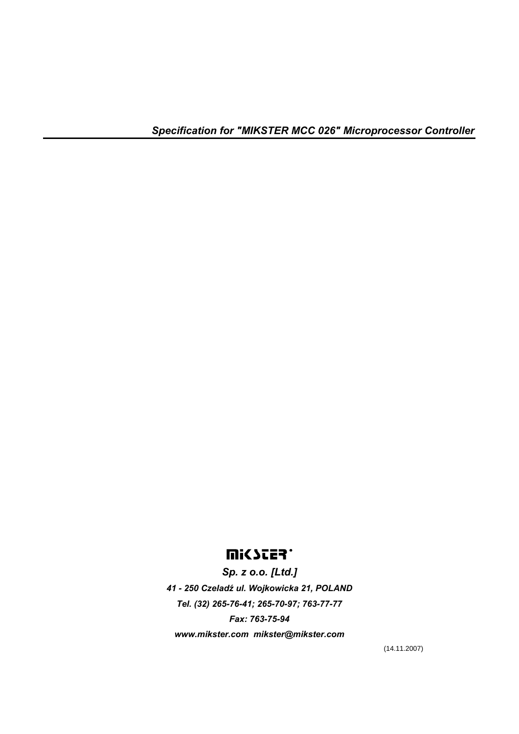# *Specification for "MIKSTER MCC 026" Microprocessor Controller*

MIKSTER

*Sp. z o.o. [Ltd.]*

*41 - 250 Czeladź ul. Wojkowicka 21, POLAND*

*Tel. (32) 265-76-41; 265-70-97; 763-77-77*

*Fax: 763-75-94*

*www.mikster.com mikster@mikster.com*

(14.11.2007)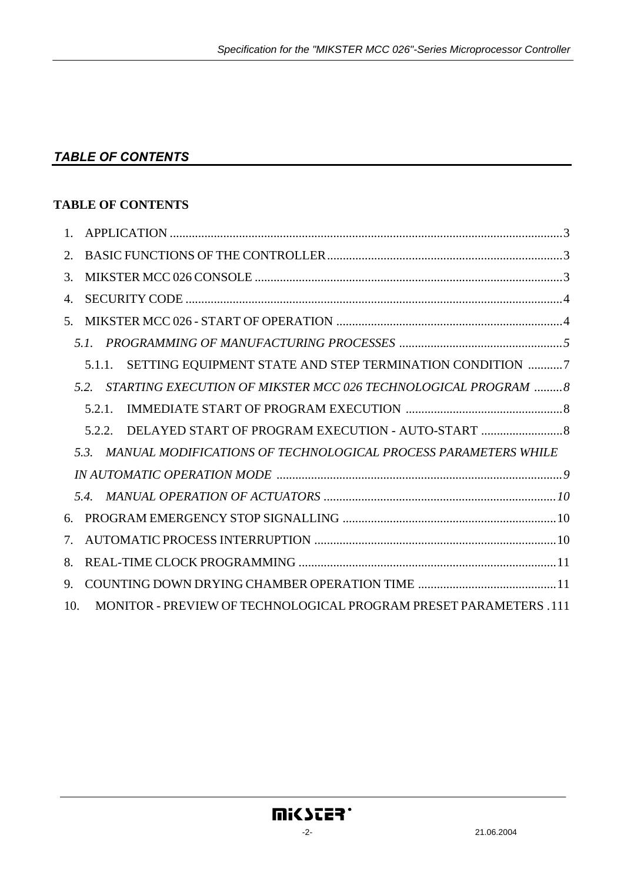## *TABLE OF CONTENTS*

**TABLE OF CONTENTS**

1. APPLICATION ............................................................................................................................3
2. BASIC FUNCTIONS OF THE CONTROLLER..........................................................................3
3. MIKSTER MCC 026 CONSOLE .................................................................................................3
4. SECURITY CODE .......................................................................................................................4
5. MIKSTER MCC 026 - START OF OPERATION .......................................................................4
   - *5.1. PROGRAMMING OF MANUFACTURING PROCESSES ....................................................5*
     - 5.1.1. SETTING EQUIPMENT STATE AND STEP TERMINATION CONDITION ...........7
   - *5.2. STARTING EXECUTION OF MIKSTER MCC 026 TECHNOLOGICAL PROGRAM .........8*
     - 5.2.1. IMMEDIATE START OF PROGRAM EXECUTION ..................................................8
     - 5.2.2. DELAYED START OF PROGRAM EXECUTION - AUTO-START ..........................8
   - *5.3. MANUAL MODIFICATIONS OF TECHNOLOGICAL PROCESS PARAMETERS WHILE IN AUTOMATIC OPERATION MODE ...........................................................................................9*
   - *5.4. MANUAL OPERATION OF ACTUATORS ..........................................................................10*
6. PROGRAM EMERGENCY STOP SIGNALLING ....................................................................10
7. AUTOMATIC PROCESS INTERRUPTION .............................................................................10
8. REAL-TIME CLOCK PROGRAMMING ..................................................................................11
9. COUNTING DOWN DRYING CHAMBER OPERATION TIME ............................................11
10. MONITOR - PREVIEW OF TECHNOLOGICAL PROGRAM PRESET PARAMETERS .111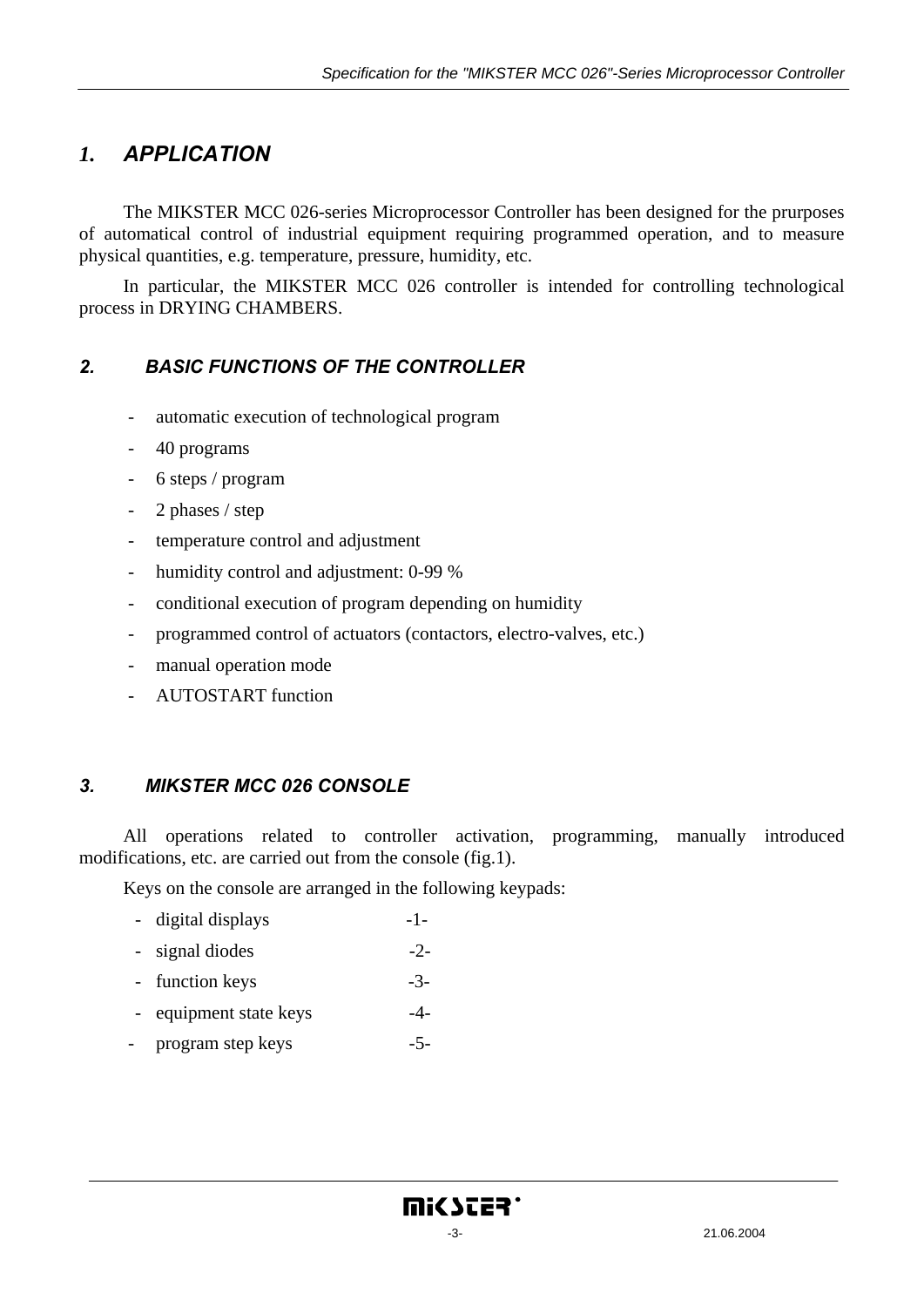# *1. APPLICATION*

The MIKSTER MCC 026-series Microprocessor Controller has been designed for the prurposes of automatical control of industrial equipment requiring programmed operation, and to measure physical quantities, e.g. temperature, pressure, humidity, etc.

In particular, the MIKSTER MCC 026 controller is intended for controlling technological process in DRYING CHAMBERS.

## *2. BASIC FUNCTIONS OF THE CONTROLLER*

- automatic execution of technological program
- 40 programs
- 6 steps / program
- 2 phases / step
- temperature control and adjustment
- humidity control and adjustment: 0-99 %
- conditional execution of program depending on humidity
- programmed control of actuators (contactors, electro-valves, etc.)
- manual operation mode
- AUTOSTART function

## *3. MIKSTER MCC 026 CONSOLE*

All operations related to controller activation, programming, manually introduced modifications, etc. are carried out from the console (fig.1).

Keys on the console are arranged in the following keypads:

- digital displays -1-
- signal diodes -2-
- function keys -3-
- equipment state keys -4-
- program step keys -5-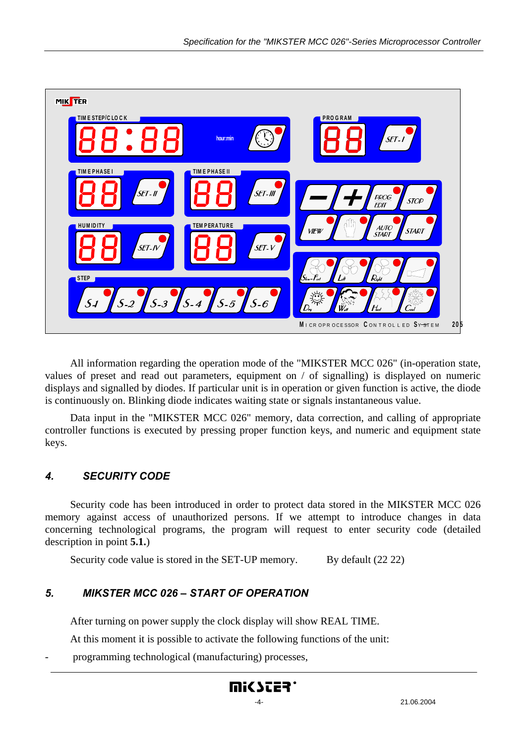All information regarding the operation mode of the "MIKSTER MCC 026" (in-operation state, values of preset and read out parameters, equipment on / of signalling) is displayed on numeric displays and signalled by diodes. If particular unit is in operation or given function is active, the diode is continuously on. Blinking diode indicates waiting state or signals instantaneous value.

Data input in the "MIKSTER MCC 026" memory, data correction, and calling of appropriate controller functions is executed by pressing proper function keys, and numeric and equipment state keys.

## *4. SECURITY CODE*

Security code has been introduced in order to protect data stored in the MIKSTER MCC 026 memory against access of unauthorized persons. If we attempt to introduce changes in data concerning technological programs, the program will request to enter security code (detailed description in point **5.1.**)

Security code value is stored in the SET-UP memory. By default (22 22)

## *5. MIKSTER MCC 026 – START OF OPERATION*

After turning on power supply the clock display will show REAL TIME.

At this moment it is possible to activate the following functions of the unit:

- programming technological (manufacturing) processes,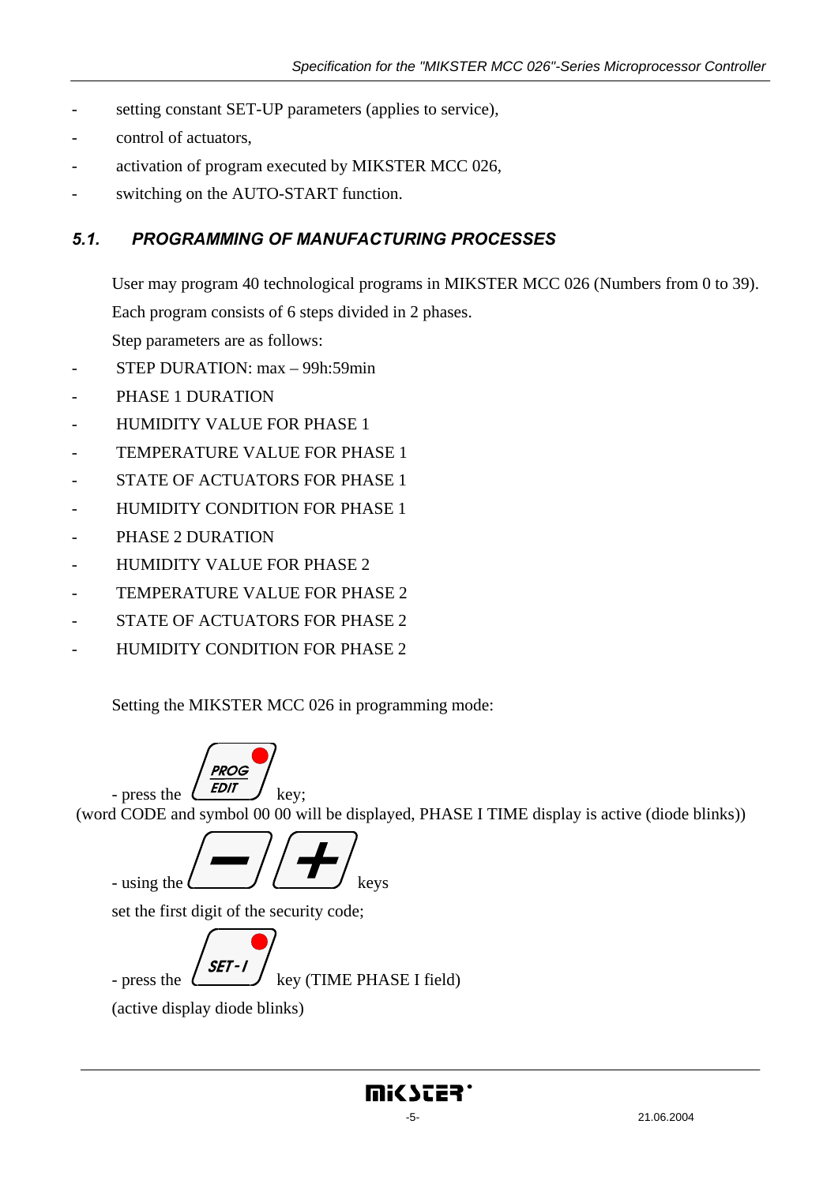- setting constant SET-UP parameters (applies to service),
- control of actuators,
- activation of program executed by MIKSTER MCC 026,
- switching on the AUTO-START function.

## *5.1. PROGRAMMING OF MANUFACTURING PROCESSES*

User may program 40 technological programs in MIKSTER MCC 026 (Numbers from 0 to 39). Each program consists of 6 steps divided in 2 phases.

Step parameters are as follows:

- STEP DURATION: max – 99h:59min
- PHASE 1 DURATION
- HUMIDITY VALUE FOR PHASE 1
- TEMPERATURE VALUE FOR PHASE 1
- STATE OF ACTUATORS FOR PHASE 1
- HUMIDITY CONDITION FOR PHASE 1
- PHASE 2 DURATION
- HUMIDITY VALUE FOR PHASE 2
- TEMPERATURE VALUE FOR PHASE 2
- STATE OF ACTUATORS FOR PHASE 2
- HUMIDITY CONDITION FOR PHASE 2

Setting the MIKSTER MCC 026 in programming mode:

- press the PROG/EDIT key;

(word CODE and symbol 00 00 will be displayed, PHASE I TIME display is active (diode blinks))

- using the − / + keys

set the first digit of the security code;

- press the SET-I key (TIME PHASE I field)

(active display diode blinks)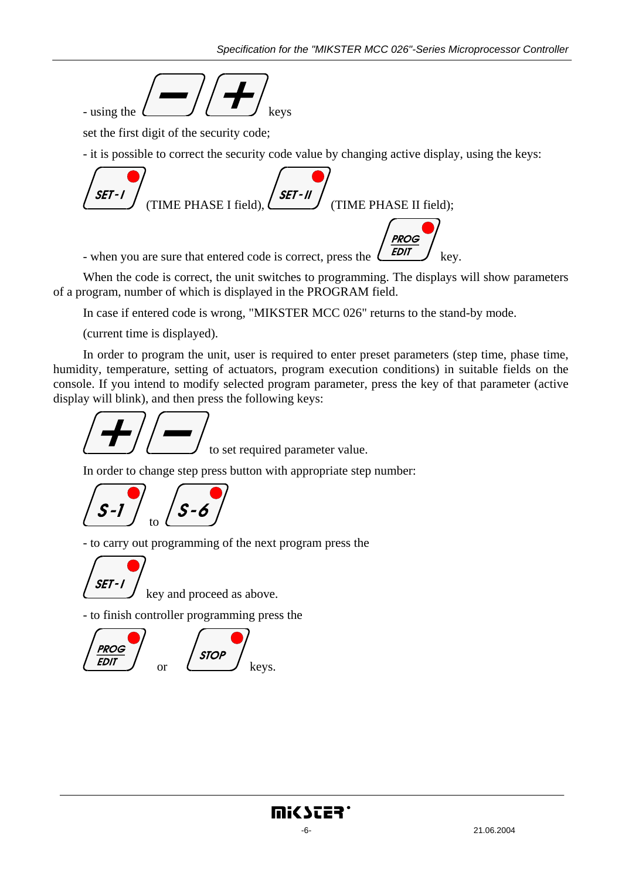- using the [ − ] [ + ] keys

set the first digit of the security code;

- it is possible to correct the security code value by changing active display, using the keys:

[SET-I] (TIME PHASE I field), [SET-II] (TIME PHASE II field);

- when you are sure that entered code is correct, press the [PROG EDIT] key.

When the code is correct, the unit switches to programming. The displays will show parameters of a program, number of which is displayed in the PROGRAM field.

In case if entered code is wrong, "MIKSTER MCC 026" returns to the stand-by mode.

(current time is displayed).

In order to program the unit, user is required to enter preset parameters (step time, phase time, humidity, temperature, setting of actuators, program execution conditions) in suitable fields on the console. If you intend to modify selected program parameter, press the key of that parameter (active display will blink), and then press the following keys:

[ + ] [ − ] to set required parameter value.

In order to change step press button with appropriate step number:

[S-1] to [S-6]

- to carry out programming of the next program press the

[SET-I] key and proceed as above.

- to finish controller programming press the

[PROG EDIT] or [STOP] keys.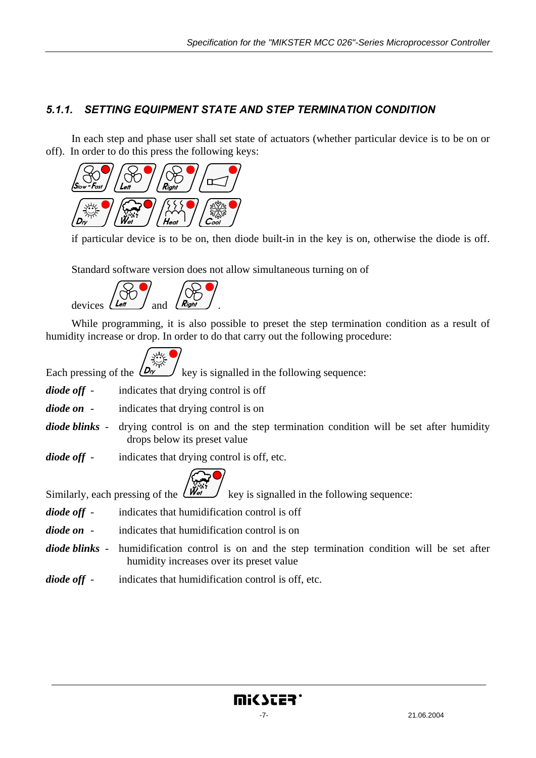### 5.1.1. SETTING EQUIPMENT STATE AND STEP TERMINATION CONDITION

In each step and phase user shall set state of actuators (whether particular device is to be on or off). In order to do this press the following keys:

if particular device is to be on, then diode built-in in the key is on, otherwise the diode is off.

Standard software version does not allow simultaneous turning on of devices and .

While programming, it is also possible to preset the step termination condition as a result of humidity increase or drop. In order to do that carry out the following procedure:

Each pressing of the key is signalled in the following sequence:

***diode off*** - indicates that drying control is off

***diode on*** - indicates that drying control is on

***diode blinks*** - drying control is on and the step termination condition will be set after humidity drops below its preset value

***diode off*** - indicates that drying control is off, etc.

Similarly, each pressing of the key is signalled in the following sequence:

***diode off*** - indicates that humidification control is off

***diode on*** - indicates that humidification control is on

***diode blinks*** - humidification control is on and the step termination condition will be set after humidity increases over its preset value

***diode off*** - indicates that humidification control is off, etc.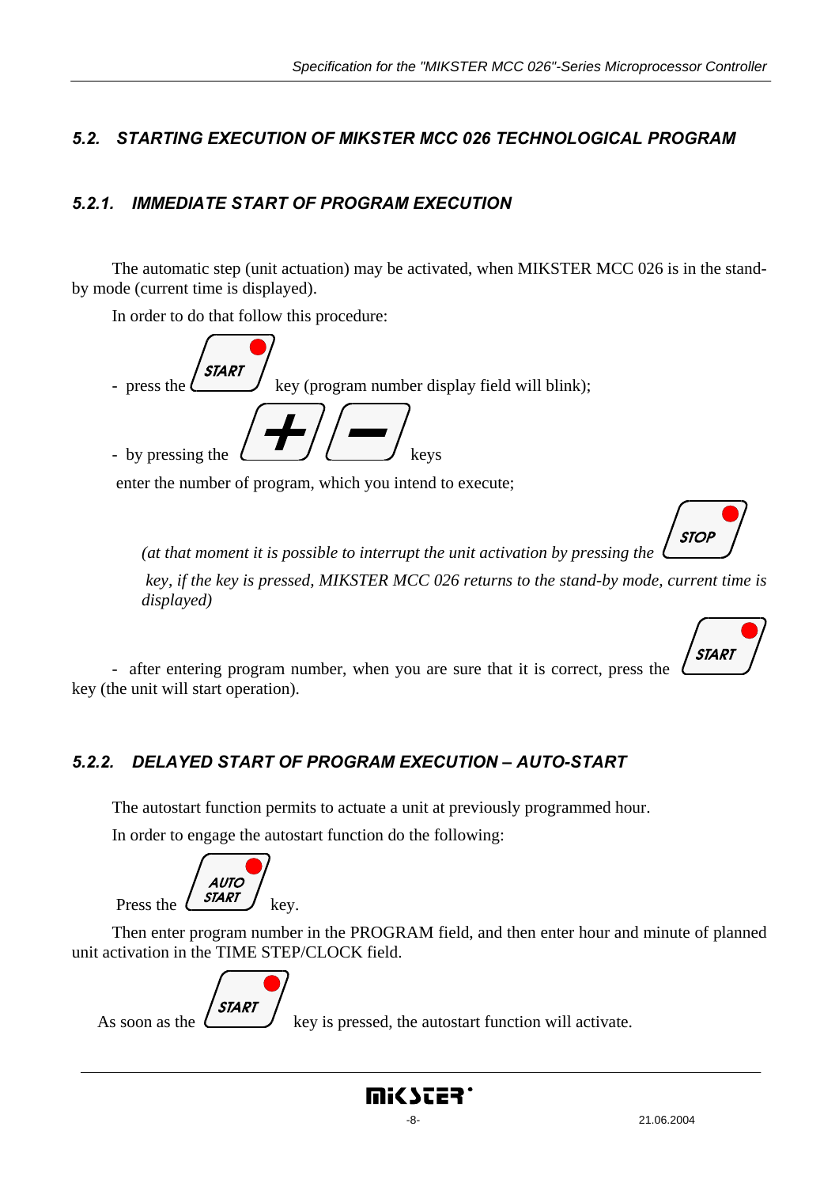## *5.2. STARTING EXECUTION OF MIKSTER MCC 026 TECHNOLOGICAL PROGRAM*

### *5.2.1. IMMEDIATE START OF PROGRAM EXECUTION*

The automatic step (unit actuation) may be activated, when MIKSTER MCC 026 is in the stand-by mode (current time is displayed).

In order to do that follow this procedure:

- press the START key (program number display field will blink);
- by pressing the + / – keys enter the number of program, which you intend to execute;

*(at that moment it is possible to interrupt the unit activation by pressing the STOP key, if the key is pressed, MIKSTER MCC 026 returns to the stand-by mode, current time is displayed)*

- after entering program number, when you are sure that it is correct, press the START key (the unit will start operation).

### *5.2.2. DELAYED START OF PROGRAM EXECUTION – AUTO-START*

The autostart function permits to actuate a unit at previously programmed hour.

In order to engage the autostart function do the following:

Press the AUTO START key.

Then enter program number in the PROGRAM field, and then enter hour and minute of planned unit activation in the TIME STEP/CLOCK field.

As soon as the START key is pressed, the autostart function will activate.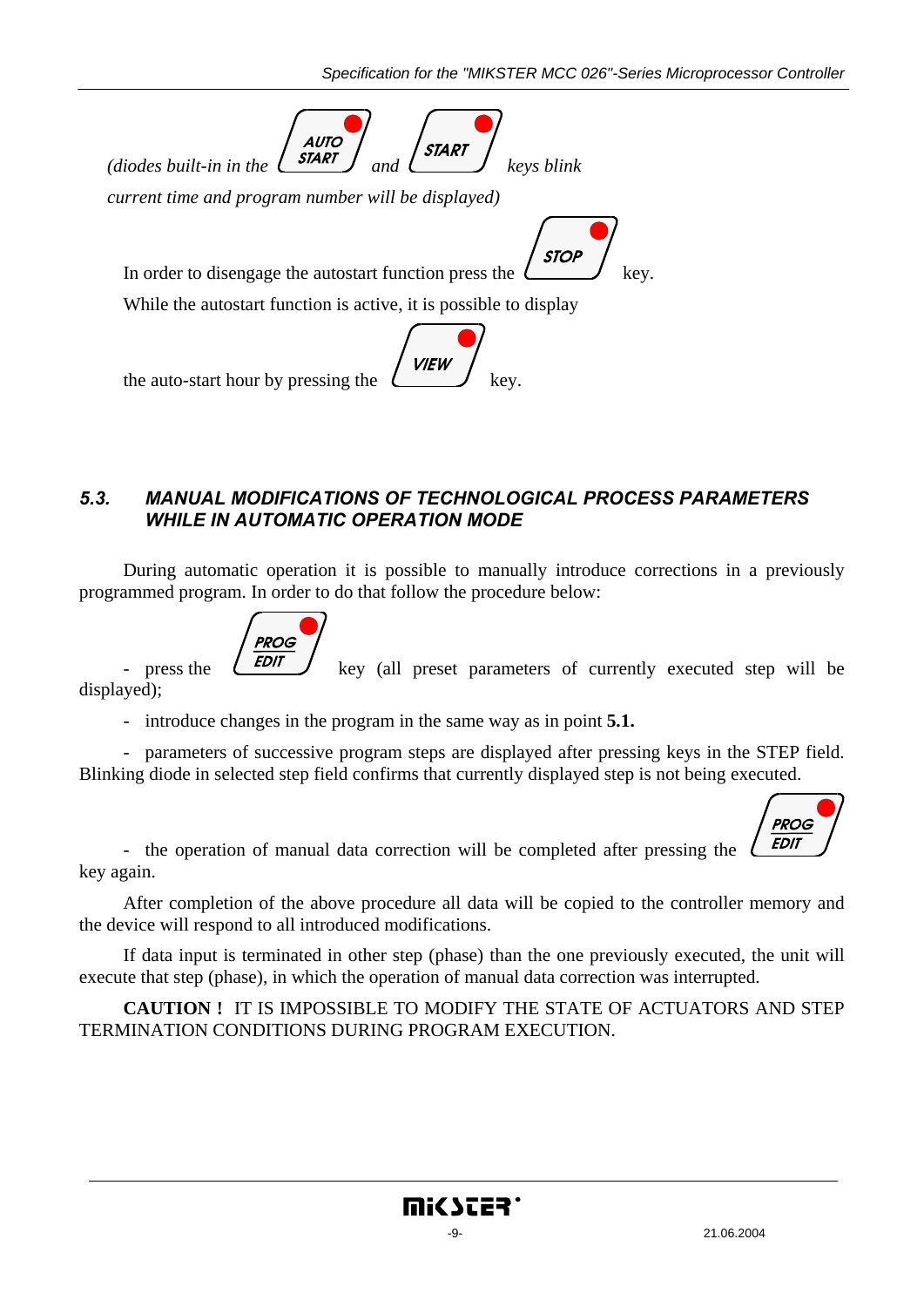*(diodes built-in in the AUTO START and START keys blink current time and program number will be displayed)*

In order to disengage the autostart function press the STOP key.

While the autostart function is active, it is possible to display the auto-start hour by pressing the VIEW key.

### *5.3. MANUAL MODIFICATIONS OF TECHNOLOGICAL PROCESS PARAMETERS WHILE IN AUTOMATIC OPERATION MODE*

During automatic operation it is possible to manually introduce corrections in a previously programmed program. In order to do that follow the procedure below:

- press the PROG EDIT key (all preset parameters of currently executed step will be displayed);
- introduce changes in the program in the same way as in point **5.1.**
- parameters of successive program steps are displayed after pressing keys in the STEP field. Blinking diode in selected step field confirms that currently displayed step is not being executed.
- the operation of manual data correction will be completed after pressing the PROG EDIT key again.

After completion of the above procedure all data will be copied to the controller memory and the device will respond to all introduced modifications.

If data input is terminated in other step (phase) than the one previously executed, the unit will execute that step (phase), in which the operation of manual data correction was interrupted.

**CAUTION !** IT IS IMPOSSIBLE TO MODIFY THE STATE OF ACTUATORS AND STEP TERMINATION CONDITIONS DURING PROGRAM EXECUTION.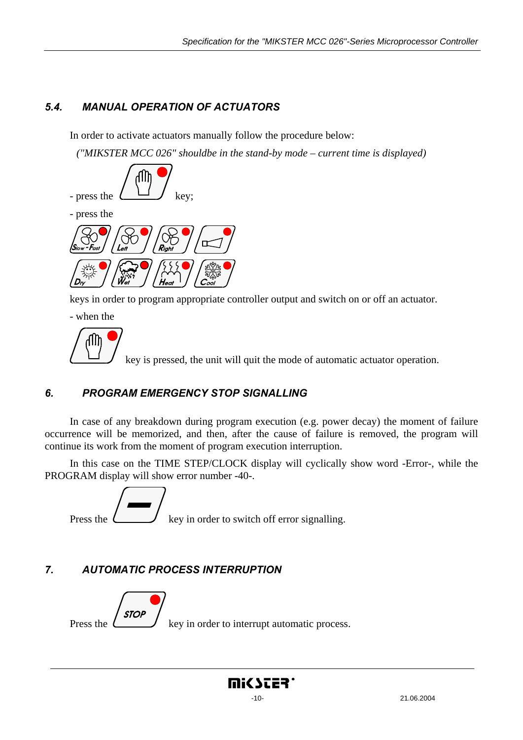## 5.4. MANUAL OPERATION OF ACTUATORS

In order to activate actuators manually follow the procedure below:

*("MIKSTER MCC 026" shouldbe in the stand-by mode – current time is displayed)*

- press the key;
- press the

Slow - Fast, Left, Right, Dry, Wet, Heat, Cool

keys in order to program appropriate controller output and switch on or off an actuator.

- when the key is pressed, the unit will quit the mode of automatic actuator operation.

## 6. PROGRAM EMERGENCY STOP SIGNALLING

In case of any breakdown during program execution (e.g. power decay) the moment of failure occurrence will be memorized, and then, after the cause of failure is removed, the program will continue its work from the moment of program execution interruption.

In this case on the TIME STEP/CLOCK display will cyclically show word -Error-, while the PROGRAM display will show error number -40-.

Press the key in order to switch off error signalling.

## 7. AUTOMATIC PROCESS INTERRUPTION

Press the STOP key in order to interrupt automatic process.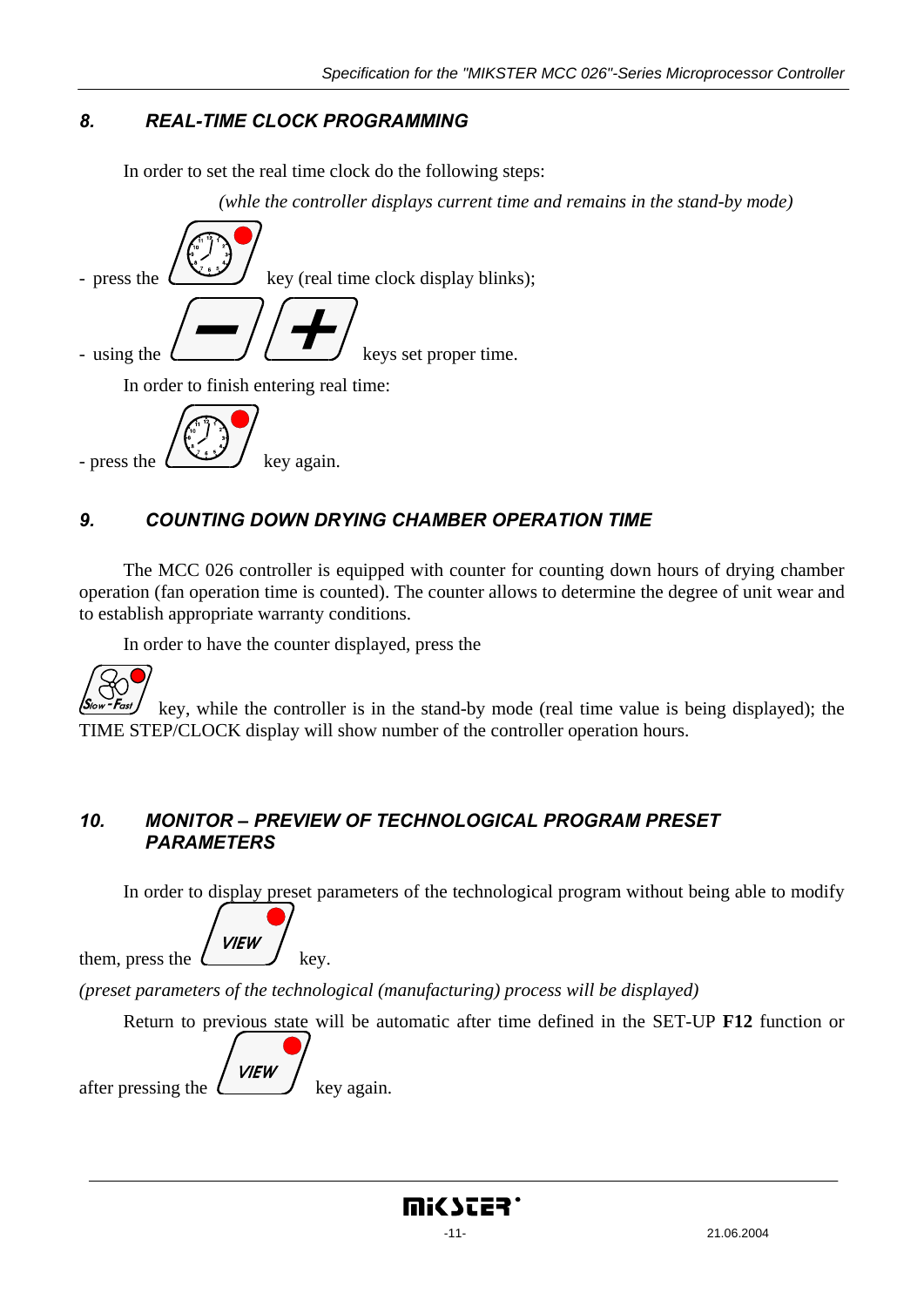## 8. REAL-TIME CLOCK PROGRAMMING

In order to set the real time clock do the following steps:

*(whle the controller displays current time and remains in the stand-by mode)*

- press the key (real time clock display blinks);
- using the keys set proper time.

In order to finish entering real time:

- press the key again.

## 9. COUNTING DOWN DRYING CHAMBER OPERATION TIME

The MCC 026 controller is equipped with counter for counting down hours of drying chamber operation (fan operation time is counted). The counter allows to determine the degree of unit wear and to establish appropriate warranty conditions.

In order to have the counter displayed, press the

key, while the controller is in the stand-by mode (real time value is being displayed); the TIME STEP/CLOCK display will show number of the controller operation hours.

## 10. MONITOR – PREVIEW OF TECHNOLOGICAL PROGRAM PRESET PARAMETERS

In order to display preset parameters of the technological program without being able to modify them, press the VIEW key.

*(preset parameters of the technological (manufacturing) process will be displayed)*

Return to previous state will be automatic after time defined in the SET-UP **F12** function or after pressing the VIEW key again.